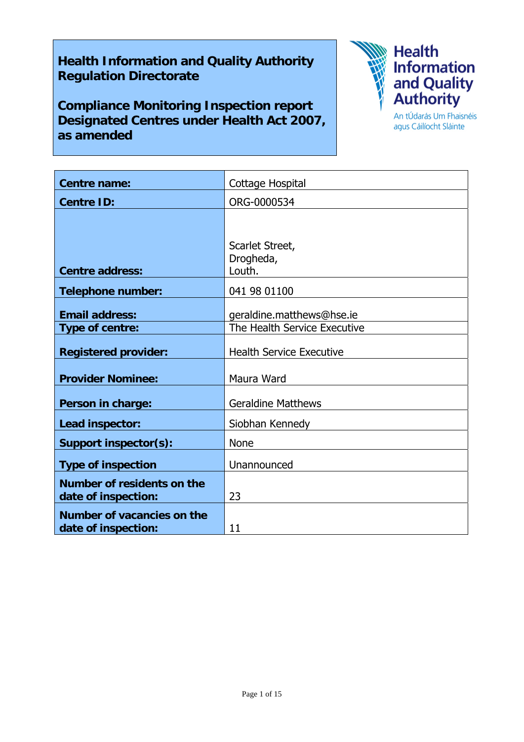**Health Information and Quality Authority**
**Regulation Directorate**

**Compliance Monitoring Inspection report**
**Designated Centres under Health Act 2007, as amended**

Health Information and Quality Authority
An tÚdarás Um Fhaisnéis agus Cáilíocht Sláinte

| | |
|---|---|
| **Centre name:** | Cottage Hospital |
| **Centre ID:** | ORG-0000534 |
| **Centre address:** | Scarlet Street,<br>Drogheda,<br>Louth. |
| **Telephone number:** | 041 98 01100 |
| **Email address:** | geraldine.matthews@hse.ie |
| **Type of centre:** | The Health Service Executive |
| **Registered provider:** | Health Service Executive |
| **Provider Nominee:** | Maura Ward |
| **Person in charge:** | Geraldine Matthews |
| **Lead inspector:** | Siobhan Kennedy |
| **Support inspector(s):** | None |
| **Type of inspection** | Unannounced |
| **Number of residents on the date of inspection:** | 23 |
| **Number of vacancies on the date of inspection:** | 11 |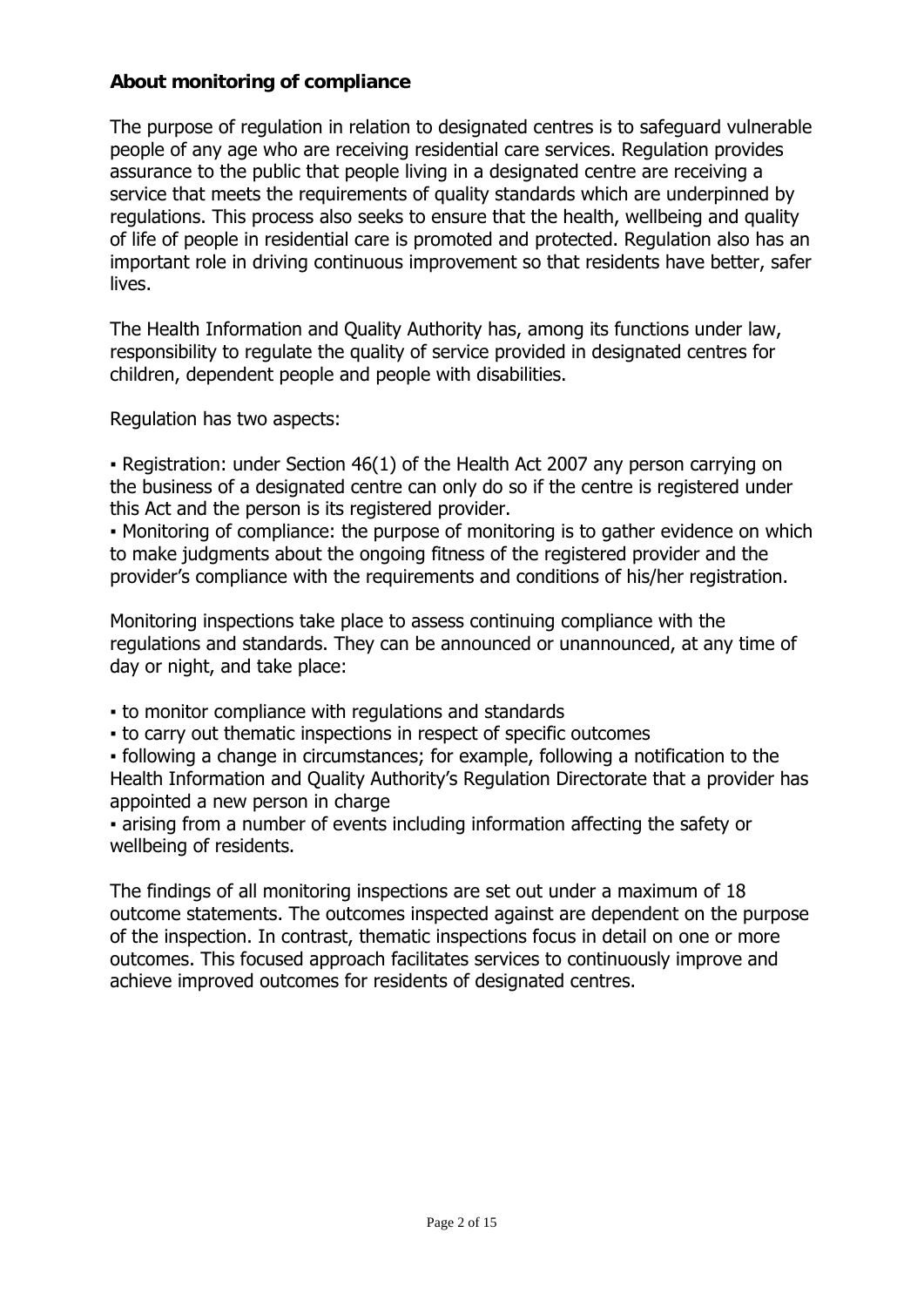**About monitoring of compliance**

The purpose of regulation in relation to designated centres is to safeguard vulnerable people of any age who are receiving residential care services. Regulation provides assurance to the public that people living in a designated centre are receiving a service that meets the requirements of quality standards which are underpinned by regulations. This process also seeks to ensure that the health, wellbeing and quality of life of people in residential care is promoted and protected. Regulation also has an important role in driving continuous improvement so that residents have better, safer lives.

The Health Information and Quality Authority has, among its functions under law, responsibility to regulate the quality of service provided in designated centres for children, dependent people and people with disabilities.

Regulation has two aspects:

- Registration: under Section 46(1) of the Health Act 2007 any person carrying on the business of a designated centre can only do so if the centre is registered under this Act and the person is its registered provider.
- Monitoring of compliance: the purpose of monitoring is to gather evidence on which to make judgments about the ongoing fitness of the registered provider and the provider's compliance with the requirements and conditions of his/her registration.

Monitoring inspections take place to assess continuing compliance with the regulations and standards. They can be announced or unannounced, at any time of day or night, and take place:

- to monitor compliance with regulations and standards
- to carry out thematic inspections in respect of specific outcomes
- following a change in circumstances; for example, following a notification to the Health Information and Quality Authority's Regulation Directorate that a provider has appointed a new person in charge
- arising from a number of events including information affecting the safety or wellbeing of residents.

The findings of all monitoring inspections are set out under a maximum of 18 outcome statements. The outcomes inspected against are dependent on the purpose of the inspection. In contrast, thematic inspections focus in detail on one or more outcomes. This focused approach facilitates services to continuously improve and achieve improved outcomes for residents of designated centres.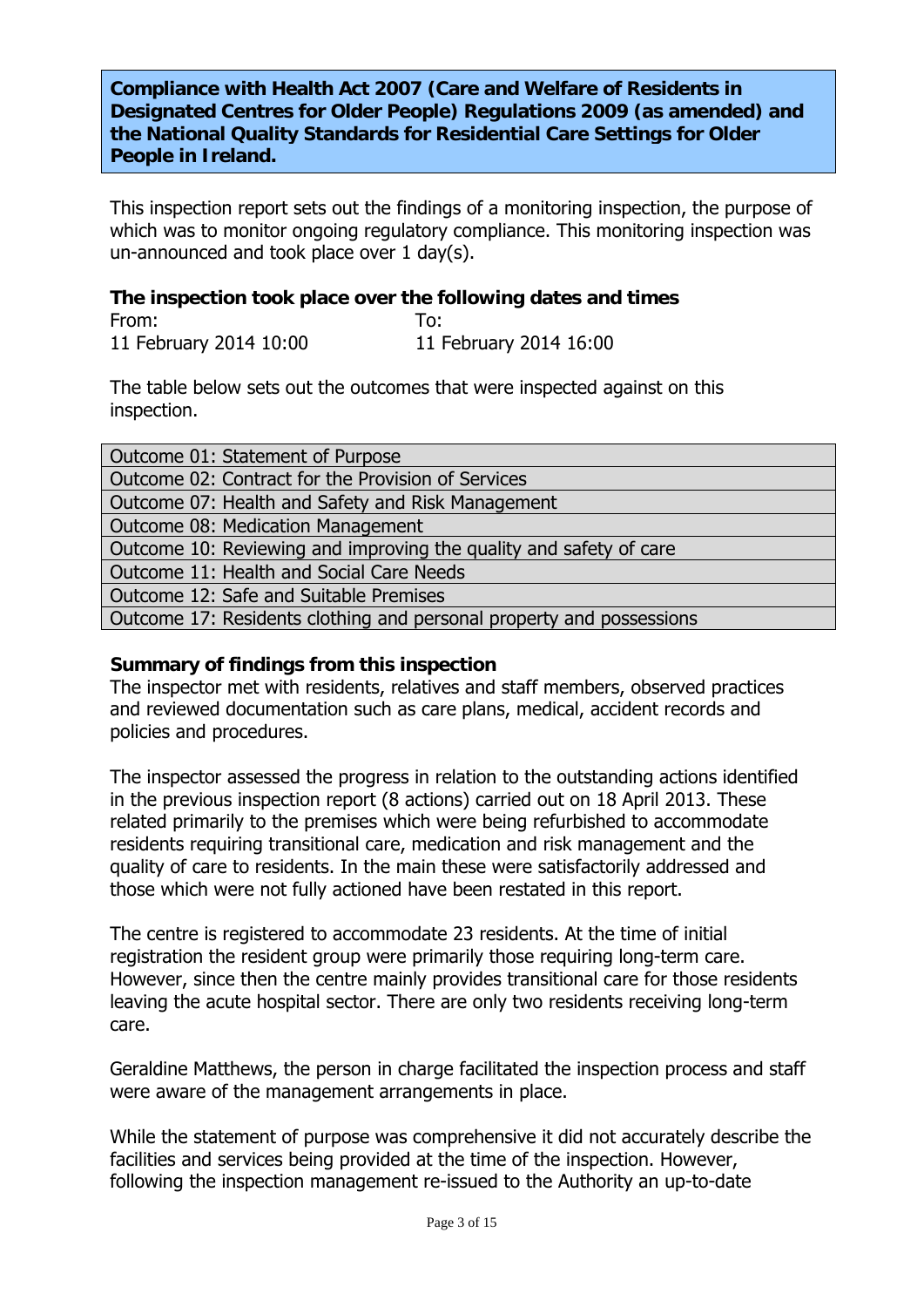**Compliance with Health Act 2007 (Care and Welfare of Residents in Designated Centres for Older People) Regulations 2009 (as amended) and the National Quality Standards for Residential Care Settings for Older People in Ireland.**

This inspection report sets out the findings of a monitoring inspection, the purpose of which was to monitor ongoing regulatory compliance. This monitoring inspection was un-announced and took place over 1 day(s).

**The inspection took place over the following dates and times**

| From: | To: |
| --- | --- |
| 11 February 2014 10:00 | 11 February 2014 16:00 |

The table below sets out the outcomes that were inspected against on this inspection.

| Outcomes |
| --- |
| Outcome 01: Statement of Purpose |
| Outcome 02: Contract for the Provision of Services |
| Outcome 07: Health and Safety and Risk Management |
| Outcome 08: Medication Management |
| Outcome 10: Reviewing and improving the quality and safety of care |
| Outcome 11: Health and Social Care Needs |
| Outcome 12: Safe and Suitable Premises |
| Outcome 17: Residents clothing and personal property and possessions |

**Summary of findings from this inspection**

The inspector met with residents, relatives and staff members, observed practices and reviewed documentation such as care plans, medical, accident records and policies and procedures.

The inspector assessed the progress in relation to the outstanding actions identified in the previous inspection report (8 actions) carried out on 18 April 2013. These related primarily to the premises which were being refurbished to accommodate residents requiring transitional care, medication and risk management and the quality of care to residents. In the main these were satisfactorily addressed and those which were not fully actioned have been restated in this report.

The centre is registered to accommodate 23 residents. At the time of initial registration the resident group were primarily those requiring long-term care. However, since then the centre mainly provides transitional care for those residents leaving the acute hospital sector. There are only two residents receiving long-term care.

Geraldine Matthews, the person in charge facilitated the inspection process and staff were aware of the management arrangements in place.

While the statement of purpose was comprehensive it did not accurately describe the facilities and services being provided at the time of the inspection. However, following the inspection management re-issued to the Authority an up-to-date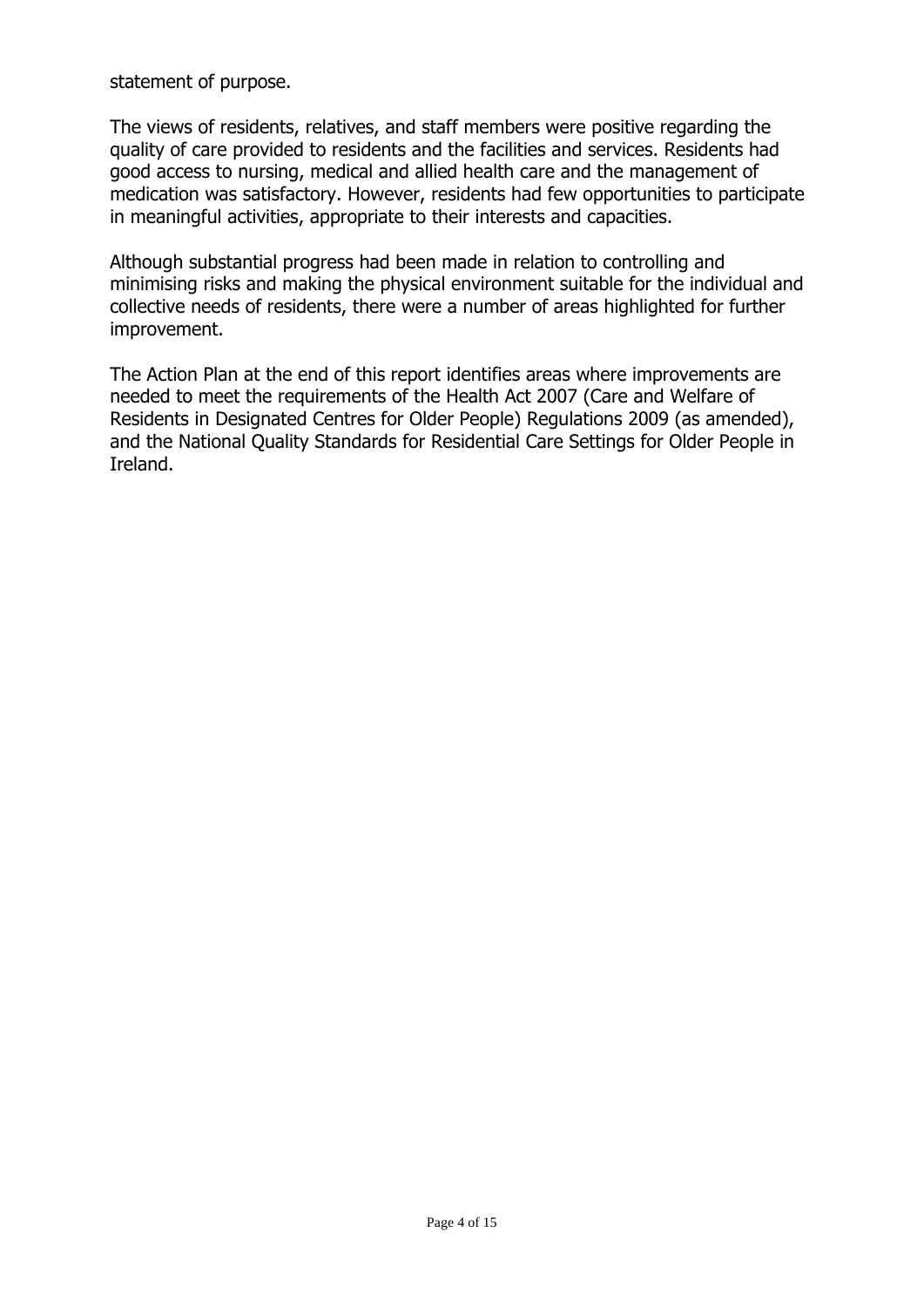statement of purpose.

The views of residents, relatives, and staff members were positive regarding the quality of care provided to residents and the facilities and services. Residents had good access to nursing, medical and allied health care and the management of medication was satisfactory. However, residents had few opportunities to participate in meaningful activities, appropriate to their interests and capacities.

Although substantial progress had been made in relation to controlling and minimising risks and making the physical environment suitable for the individual and collective needs of residents, there were a number of areas highlighted for further improvement.

The Action Plan at the end of this report identifies areas where improvements are needed to meet the requirements of the Health Act 2007 (Care and Welfare of Residents in Designated Centres for Older People) Regulations 2009 (as amended), and the National Quality Standards for Residential Care Settings for Older People in Ireland.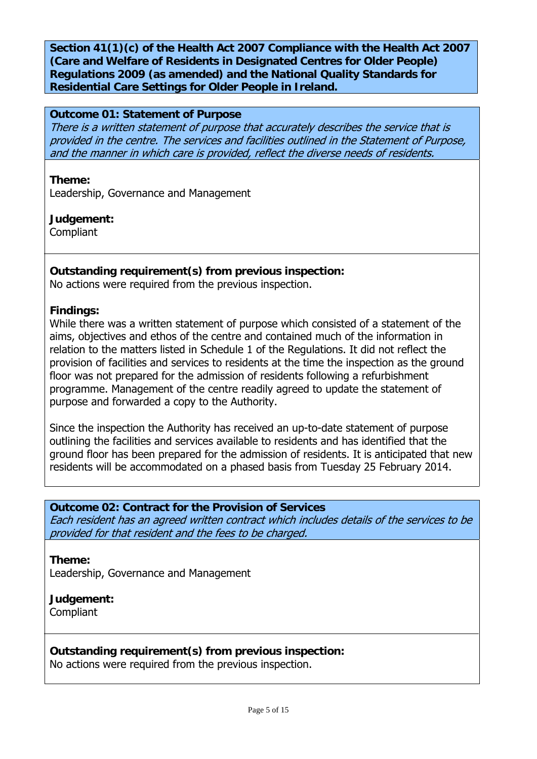**Section 41(1)(c) of the Health Act 2007 Compliance with the Health Act 2007 (Care and Welfare of Residents in Designated Centres for Older People) Regulations 2009 (as amended) and the National Quality Standards for Residential Care Settings for Older People in Ireland.**

## Outcome 01: Statement of Purpose

*There is a written statement of purpose that accurately describes the service that is provided in the centre. The services and facilities outlined in the Statement of Purpose, and the manner in which care is provided, reflect the diverse needs of residents.*

**Theme:**
Leadership, Governance and Management

**Judgement:**
Compliant

**Outstanding requirement(s) from previous inspection:**
No actions were required from the previous inspection.

**Findings:**
While there was a written statement of purpose which consisted of a statement of the aims, objectives and ethos of the centre and contained much of the information in relation to the matters listed in Schedule 1 of the Regulations. It did not reflect the provision of facilities and services to residents at the time the inspection as the ground floor was not prepared for the admission of residents following a refurbishment programme. Management of the centre readily agreed to update the statement of purpose and forwarded a copy to the Authority.

Since the inspection the Authority has received an up-to-date statement of purpose outlining the facilities and services available to residents and has identified that the ground floor has been prepared for the admission of residents. It is anticipated that new residents will be accommodated on a phased basis from Tuesday 25 February 2014.

## Outcome 02: Contract for the Provision of Services

*Each resident has an agreed written contract which includes details of the services to be provided for that resident and the fees to be charged.*

**Theme:**
Leadership, Governance and Management

**Judgement:**
Compliant

**Outstanding requirement(s) from previous inspection:**
No actions were required from the previous inspection.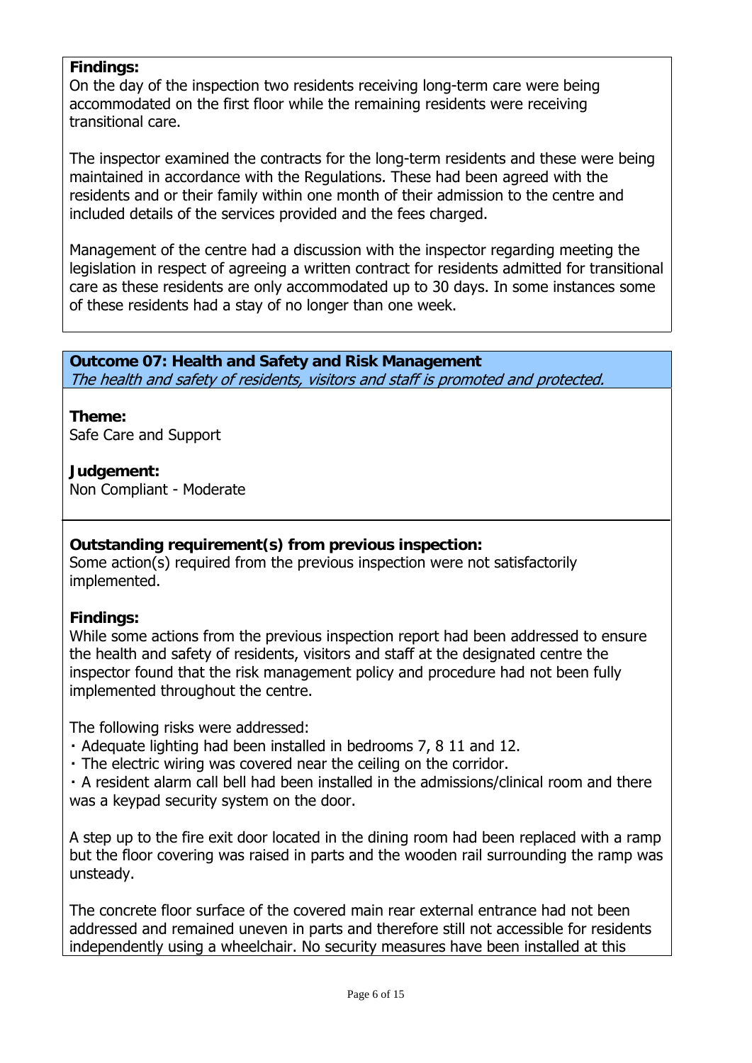**Findings:**
On the day of the inspection two residents receiving long-term care were being accommodated on the first floor while the remaining residents were receiving transitional care.

The inspector examined the contracts for the long-term residents and these were being maintained in accordance with the Regulations. These had been agreed with the residents and or their family within one month of their admission to the centre and included details of the services provided and the fees charged.

Management of the centre had a discussion with the inspector regarding meeting the legislation in respect of agreeing a written contract for residents admitted for transitional care as these residents are only accommodated up to 30 days. In some instances some of these residents had a stay of no longer than one week.

**Outcome 07: Health and Safety and Risk Management**
*The health and safety of residents, visitors and staff is promoted and protected.*

**Theme:**
Safe Care and Support

**Judgement:**
Non Compliant - Moderate

**Outstanding requirement(s) from previous inspection:**
Some action(s) required from the previous inspection were not satisfactorily implemented.

**Findings:**
While some actions from the previous inspection report had been addressed to ensure the health and safety of residents, visitors and staff at the designated centre the inspector found that the risk management policy and procedure had not been fully implemented throughout the centre.

The following risks were addressed:
- Adequate lighting had been installed in bedrooms 7, 8 11 and 12.
- The electric wiring was covered near the ceiling on the corridor.
- A resident alarm call bell had been installed in the admissions/clinical room and there was a keypad security system on the door.

A step up to the fire exit door located in the dining room had been replaced with a ramp but the floor covering was raised in parts and the wooden rail surrounding the ramp was unsteady.

The concrete floor surface of the covered main rear external entrance had not been addressed and remained uneven in parts and therefore still not accessible for residents independently using a wheelchair. No security measures have been installed at this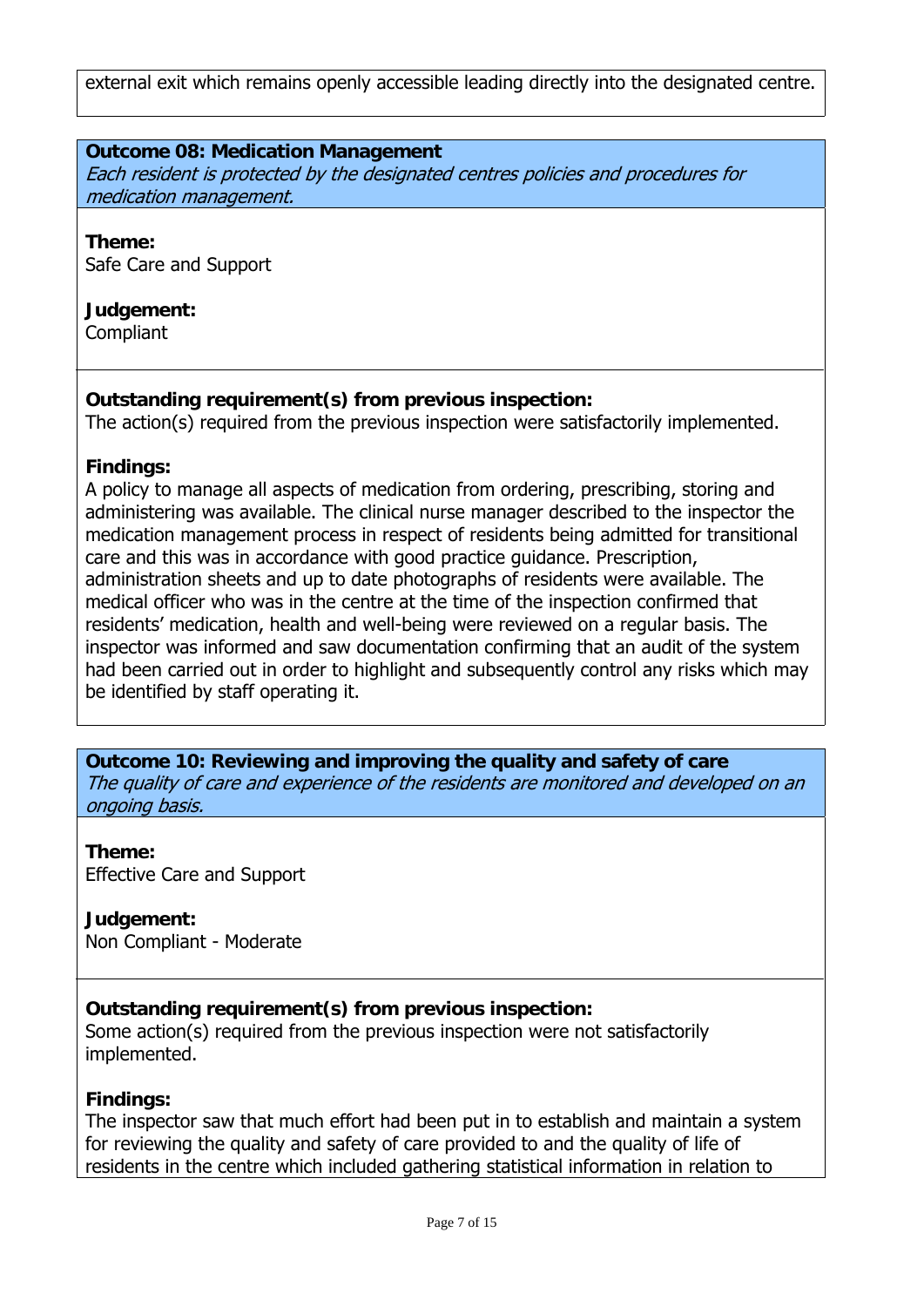external exit which remains openly accessible leading directly into the designated centre.

**Outcome 08: Medication Management**
*Each resident is protected by the designated centres policies and procedures for medication management.*

**Theme:**
Safe Care and Support

**Judgement:**
Compliant

**Outstanding requirement(s) from previous inspection:**
The action(s) required from the previous inspection were satisfactorily implemented.

**Findings:**
A policy to manage all aspects of medication from ordering, prescribing, storing and administering was available. The clinical nurse manager described to the inspector the medication management process in respect of residents being admitted for transitional care and this was in accordance with good practice guidance. Prescription, administration sheets and up to date photographs of residents were available. The medical officer who was in the centre at the time of the inspection confirmed that residents' medication, health and well-being were reviewed on a regular basis. The inspector was informed and saw documentation confirming that an audit of the system had been carried out in order to highlight and subsequently control any risks which may be identified by staff operating it.

**Outcome 10: Reviewing and improving the quality and safety of care**
*The quality of care and experience of the residents are monitored and developed on an ongoing basis.*

**Theme:**
Effective Care and Support

**Judgement:**
Non Compliant - Moderate

**Outstanding requirement(s) from previous inspection:**
Some action(s) required from the previous inspection were not satisfactorily implemented.

**Findings:**
The inspector saw that much effort had been put in to establish and maintain a system for reviewing the quality and safety of care provided to and the quality of life of residents in the centre which included gathering statistical information in relation to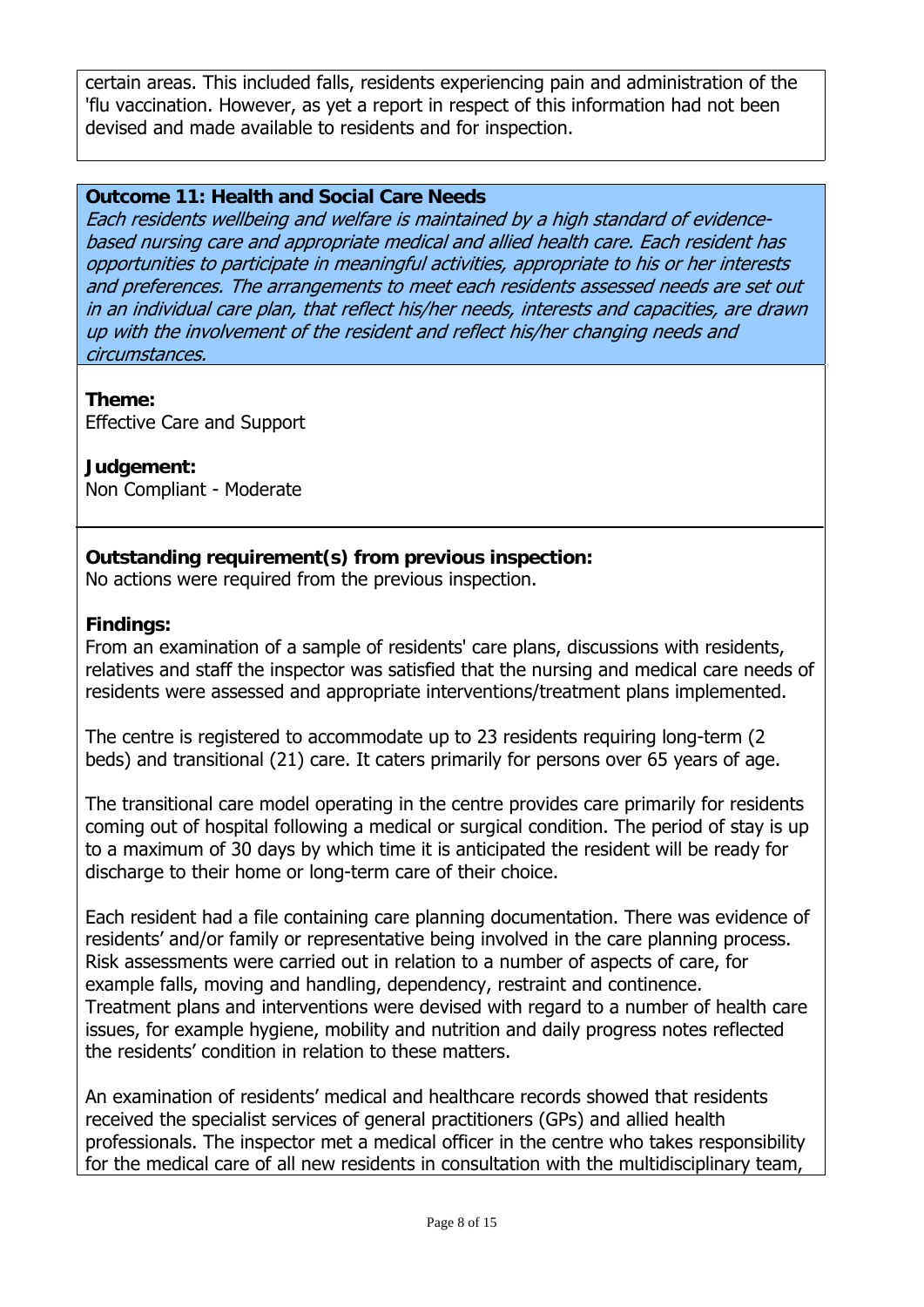certain areas. This included falls, residents experiencing pain and administration of the 'flu vaccination. However, as yet a report in respect of this information had not been devised and made available to residents and for inspection.

**Outcome 11: Health and Social Care Needs**

*Each residents wellbeing and welfare is maintained by a high standard of evidence-based nursing care and appropriate medical and allied health care. Each resident has opportunities to participate in meaningful activities, appropriate to his or her interests and preferences. The arrangements to meet each residents assessed needs are set out in an individual care plan, that reflect his/her needs, interests and capacities, are drawn up with the involvement of the resident and reflect his/her changing needs and circumstances.*

**Theme:**
Effective Care and Support

**Judgement:**
Non Compliant - Moderate

**Outstanding requirement(s) from previous inspection:**
No actions were required from the previous inspection.

**Findings:**
From an examination of a sample of residents' care plans, discussions with residents, relatives and staff the inspector was satisfied that the nursing and medical care needs of residents were assessed and appropriate interventions/treatment plans implemented.

The centre is registered to accommodate up to 23 residents requiring long-term (2 beds) and transitional (21) care. It caters primarily for persons over 65 years of age.

The transitional care model operating in the centre provides care primarily for residents coming out of hospital following a medical or surgical condition. The period of stay is up to a maximum of 30 days by which time it is anticipated the resident will be ready for discharge to their home or long-term care of their choice.

Each resident had a file containing care planning documentation. There was evidence of residents' and/or family or representative being involved in the care planning process. Risk assessments were carried out in relation to a number of aspects of care, for example falls, moving and handling, dependency, restraint and continence. Treatment plans and interventions were devised with regard to a number of health care issues, for example hygiene, mobility and nutrition and daily progress notes reflected the residents' condition in relation to these matters.

An examination of residents' medical and healthcare records showed that residents received the specialist services of general practitioners (GPs) and allied health professionals. The inspector met a medical officer in the centre who takes responsibility for the medical care of all new residents in consultation with the multidisciplinary team,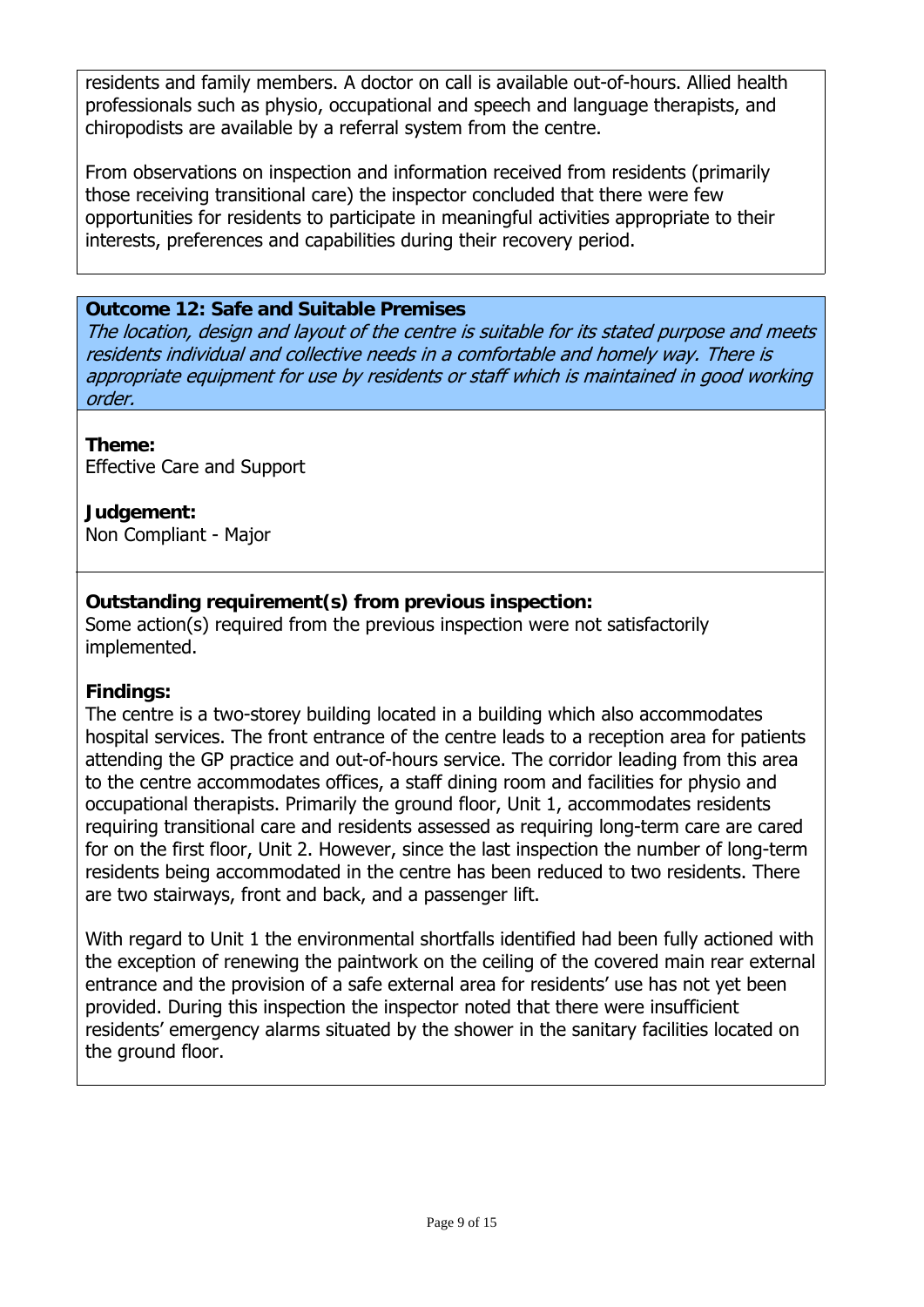residents and family members. A doctor on call is available out-of-hours. Allied health professionals such as physio, occupational and speech and language therapists, and chiropodists are available by a referral system from the centre.

From observations on inspection and information received from residents (primarily those receiving transitional care) the inspector concluded that there were few opportunities for residents to participate in meaningful activities appropriate to their interests, preferences and capabilities during their recovery period.

**Outcome 12: Safe and Suitable Premises**

*The location, design and layout of the centre is suitable for its stated purpose and meets residents individual and collective needs in a comfortable and homely way. There is appropriate equipment for use by residents or staff which is maintained in good working order.*

**Theme:**
Effective Care and Support

**Judgement:**
Non Compliant - Major

**Outstanding requirement(s) from previous inspection:**
Some action(s) required from the previous inspection were not satisfactorily implemented.

**Findings:**
The centre is a two-storey building located in a building which also accommodates hospital services. The front entrance of the centre leads to a reception area for patients attending the GP practice and out-of-hours service. The corridor leading from this area to the centre accommodates offices, a staff dining room and facilities for physio and occupational therapists. Primarily the ground floor, Unit 1, accommodates residents requiring transitional care and residents assessed as requiring long-term care are cared for on the first floor, Unit 2. However, since the last inspection the number of long-term residents being accommodated in the centre has been reduced to two residents. There are two stairways, front and back, and a passenger lift.

With regard to Unit 1 the environmental shortfalls identified had been fully actioned with the exception of renewing the paintwork on the ceiling of the covered main rear external entrance and the provision of a safe external area for residents' use has not yet been provided. During this inspection the inspector noted that there were insufficient residents' emergency alarms situated by the shower in the sanitary facilities located on the ground floor.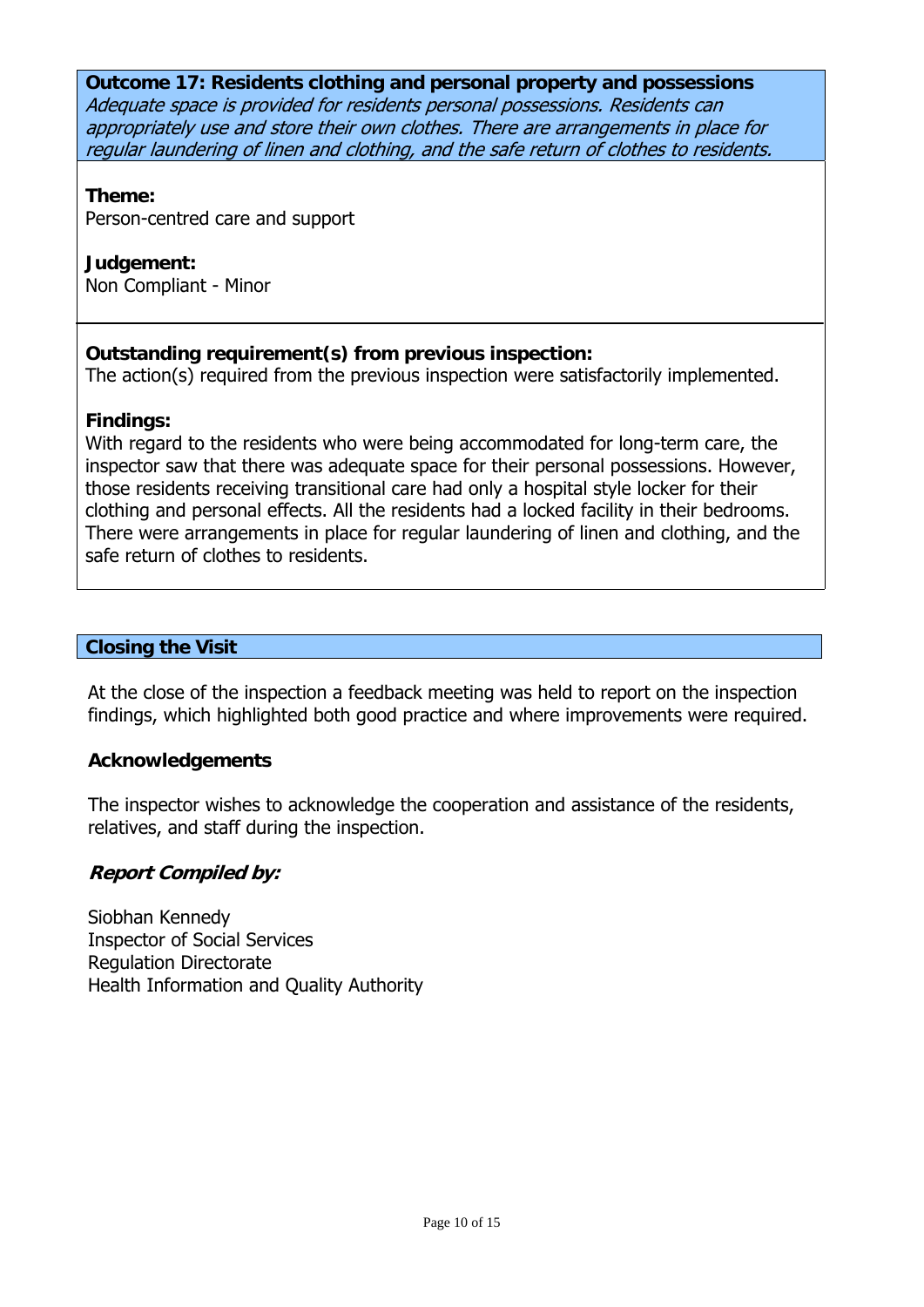**Outcome 17: Residents clothing and personal property and possessions**

*Adequate space is provided for residents personal possessions. Residents can appropriately use and store their own clothes. There are arrangements in place for regular laundering of linen and clothing, and the safe return of clothes to residents.*

**Theme:**
Person-centred care and support

**Judgement:**
Non Compliant - Minor

**Outstanding requirement(s) from previous inspection:**
The action(s) required from the previous inspection were satisfactorily implemented.

**Findings:**
With regard to the residents who were being accommodated for long-term care, the inspector saw that there was adequate space for their personal possessions. However, those residents receiving transitional care had only a hospital style locker for their clothing and personal effects. All the residents had a locked facility in their bedrooms. There were arrangements in place for regular laundering of linen and clothing, and the safe return of clothes to residents.

## Closing the Visit

At the close of the inspection a feedback meeting was held to report on the inspection findings, which highlighted both good practice and where improvements were required.

**Acknowledgements**

The inspector wishes to acknowledge the cooperation and assistance of the residents, relatives, and staff during the inspection.

***Report Compiled by:***

Siobhan Kennedy
Inspector of Social Services
Regulation Directorate
Health Information and Quality Authority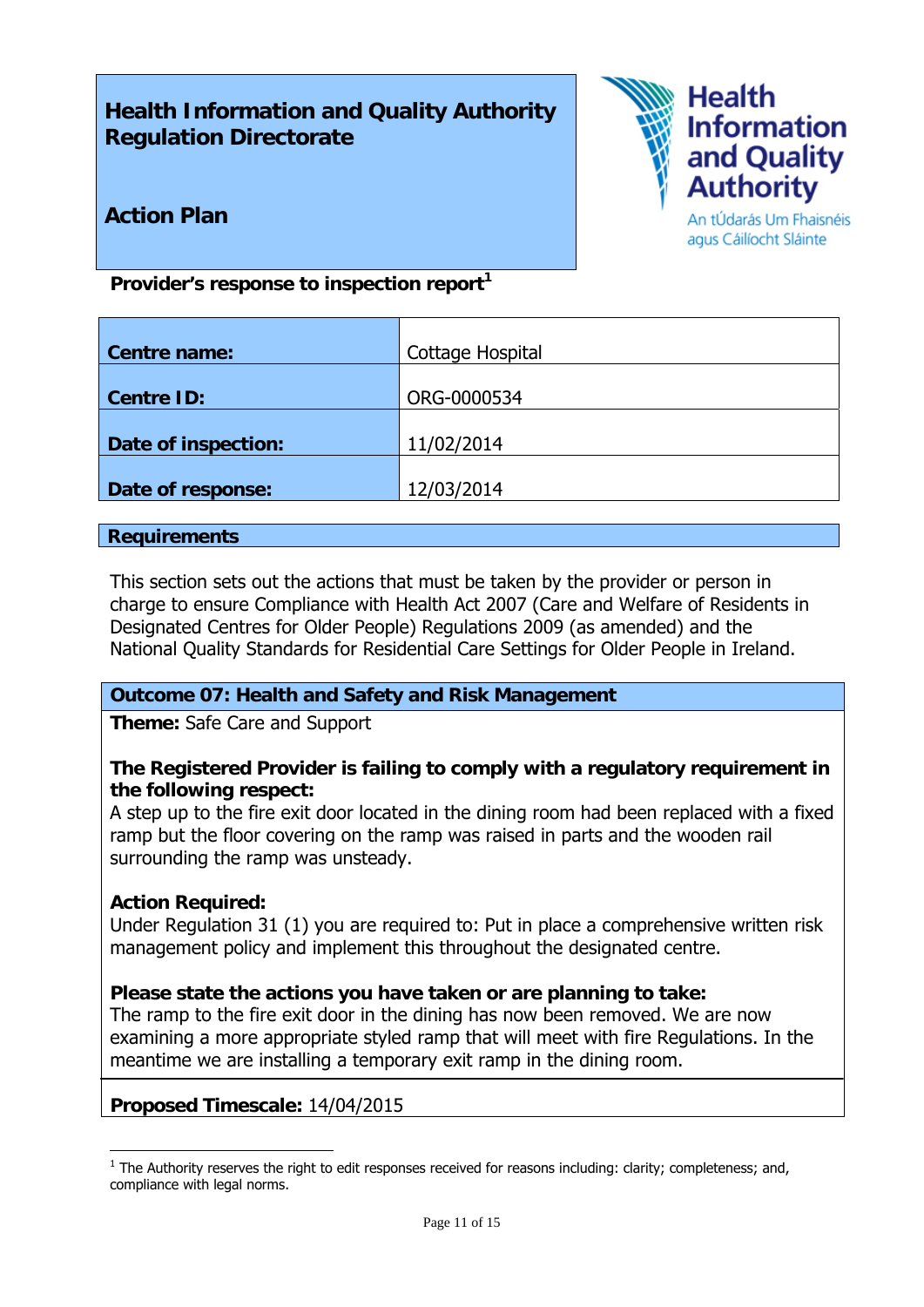# Health Information and Quality Authority Regulation Directorate

## Action Plan

Health Information and Quality Authority
An tÚdarás Um Fhaisnéis agus Cáilíocht Sláinte

**Provider's response to inspection report**[1]

| | |
|---|---|
| **Centre name:** | Cottage Hospital |
| **Centre ID:** | ORG-0000534 |
| **Date of inspection:** | 11/02/2014 |
| **Date of response:** | 12/03/2014 |

## Requirements

This section sets out the actions that must be taken by the provider or person in charge to ensure Compliance with Health Act 2007 (Care and Welfare of Residents in Designated Centres for Older People) Regulations 2009 (as amended) and the National Quality Standards for Residential Care Settings for Older People in Ireland.

### Outcome 07: Health and Safety and Risk Management

**Theme:** Safe Care and Support

**The Registered Provider is failing to comply with a regulatory requirement in the following respect:**
A step up to the fire exit door located in the dining room had been replaced with a fixed ramp but the floor covering on the ramp was raised in parts and the wooden rail surrounding the ramp was unsteady.

**Action Required:**
Under Regulation 31 (1) you are required to: Put in place a comprehensive written risk management policy and implement this throughout the designated centre.

**Please state the actions you have taken or are planning to take:**
The ramp to the fire exit door in the dining has now been removed. We are now examining a more appropriate styled ramp that will meet with fire Regulations. In the meantime we are installing a temporary exit ramp in the dining room.

**Proposed Timescale:** 14/04/2015

[1] The Authority reserves the right to edit responses received for reasons including: clarity; completeness; and, compliance with legal norms.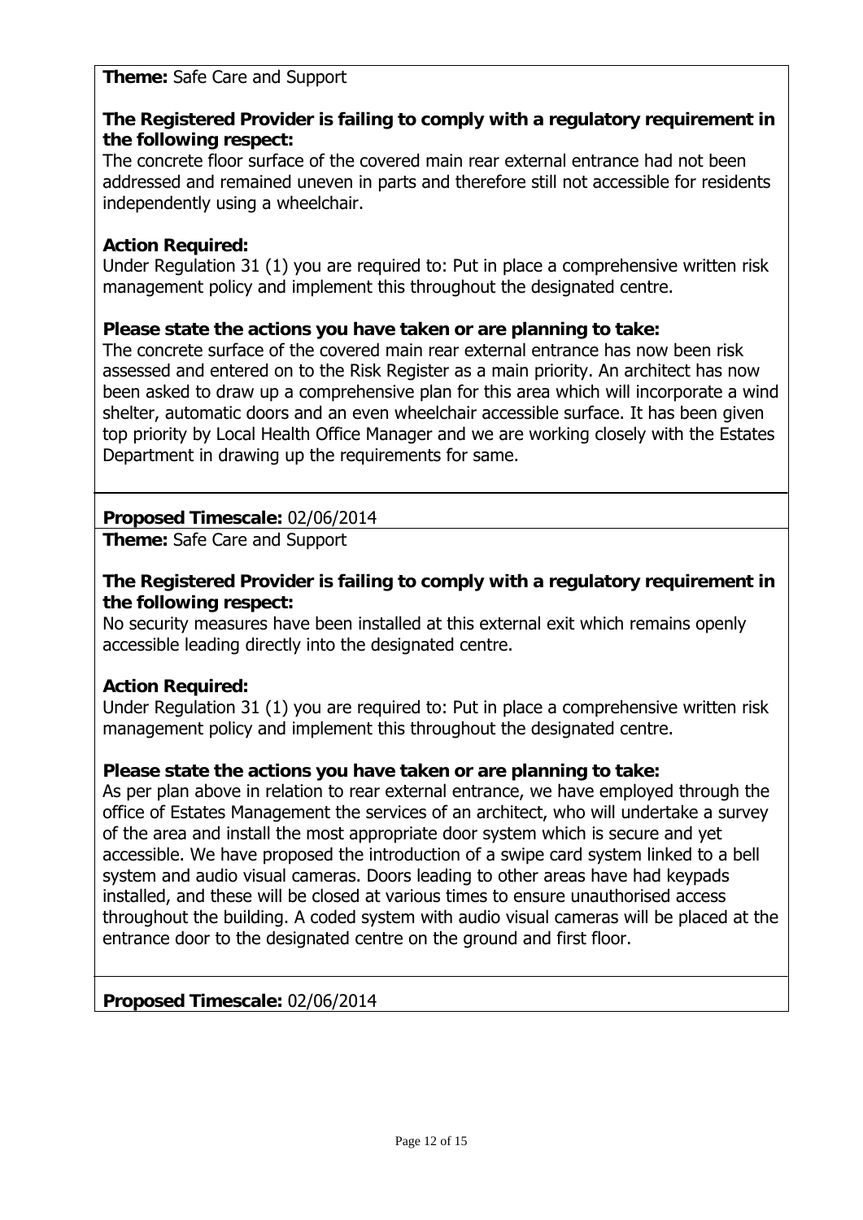**Theme:** Safe Care and Support

**The Registered Provider is failing to comply with a regulatory requirement in the following respect:**
The concrete floor surface of the covered main rear external entrance had not been addressed and remained uneven in parts and therefore still not accessible for residents independently using a wheelchair.

**Action Required:**
Under Regulation 31 (1) you are required to: Put in place a comprehensive written risk management policy and implement this throughout the designated centre.

**Please state the actions you have taken or are planning to take:**
The concrete surface of the covered main rear external entrance has now been risk assessed and entered on to the Risk Register as a main priority. An architect has now been asked to draw up a comprehensive plan for this area which will incorporate a wind shelter, automatic doors and an even wheelchair accessible surface. It has been given top priority by Local Health Office Manager and we are working closely with the Estates Department in drawing up the requirements for same.

**Proposed Timescale:** 02/06/2014

**Theme:** Safe Care and Support

**The Registered Provider is failing to comply with a regulatory requirement in the following respect:**
No security measures have been installed at this external exit which remains openly accessible leading directly into the designated centre.

**Action Required:**
Under Regulation 31 (1) you are required to: Put in place a comprehensive written risk management policy and implement this throughout the designated centre.

**Please state the actions you have taken or are planning to take:**
As per plan above in relation to rear external entrance, we have employed through the office of Estates Management the services of an architect, who will undertake a survey of the area and install the most appropriate door system which is secure and yet accessible. We have proposed the introduction of a swipe card system linked to a bell system and audio visual cameras. Doors leading to other areas have had keypads installed, and these will be closed at various times to ensure unauthorised access throughout the building. A coded system with audio visual cameras will be placed at the entrance door to the designated centre on the ground and first floor.

**Proposed Timescale:** 02/06/2014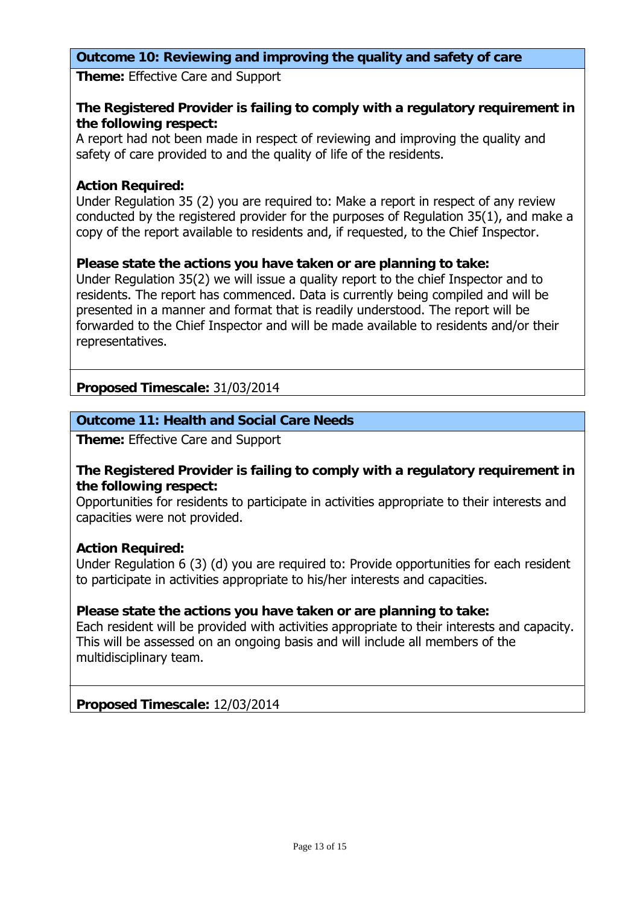### Outcome 10: Reviewing and improving the quality and safety of care

**Theme:** Effective Care and Support

**The Registered Provider is failing to comply with a regulatory requirement in the following respect:**
A report had not been made in respect of reviewing and improving the quality and safety of care provided to and the quality of life of the residents.

**Action Required:**
Under Regulation 35 (2) you are required to: Make a report in respect of any review conducted by the registered provider for the purposes of Regulation 35(1), and make a copy of the report available to residents and, if requested, to the Chief Inspector.

**Please state the actions you have taken or are planning to take:**
Under Regulation 35(2) we will issue a quality report to the chief Inspector and to residents. The report has commenced. Data is currently being compiled and will be presented in a manner and format that is readily understood. The report will be forwarded to the Chief Inspector and will be made available to residents and/or their representatives.

**Proposed Timescale:** 31/03/2014

### Outcome 11: Health and Social Care Needs

**Theme:** Effective Care and Support

**The Registered Provider is failing to comply with a regulatory requirement in the following respect:**
Opportunities for residents to participate in activities appropriate to their interests and capacities were not provided.

**Action Required:**
Under Regulation 6 (3) (d) you are required to: Provide opportunities for each resident to participate in activities appropriate to his/her interests and capacities.

**Please state the actions you have taken or are planning to take:**
Each resident will be provided with activities appropriate to their interests and capacity. This will be assessed on an ongoing basis and will include all members of the multidisciplinary team.

**Proposed Timescale:** 12/03/2014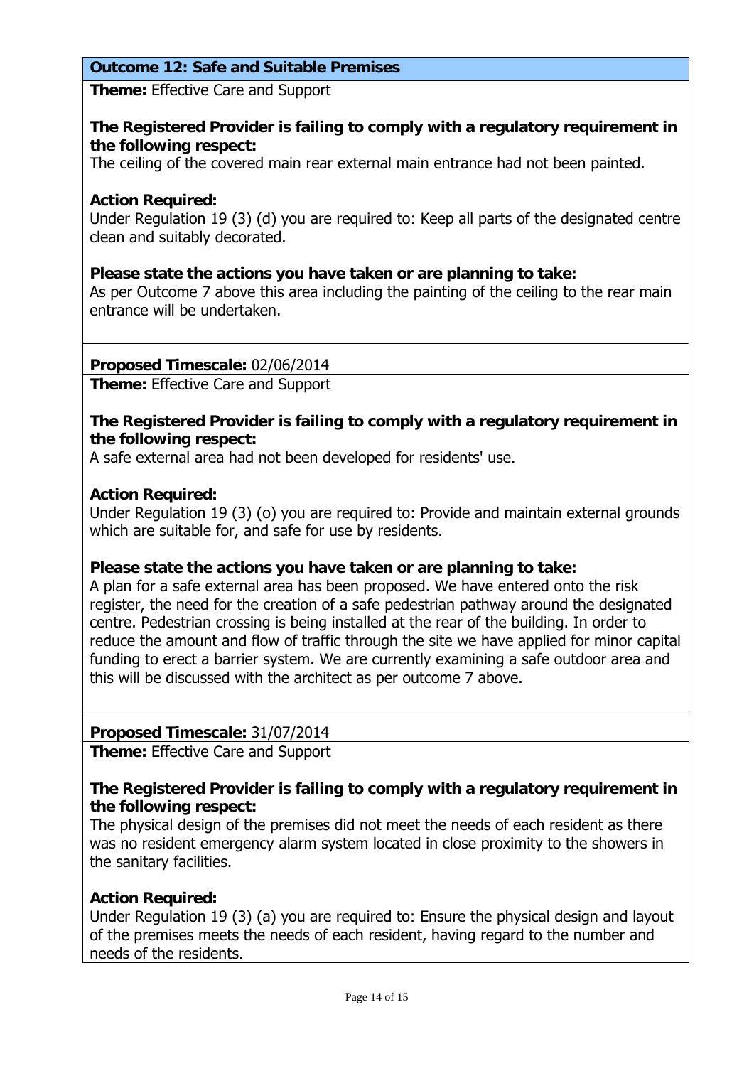## Outcome 12: Safe and Suitable Premises

**Theme:** Effective Care and Support

**The Registered Provider is failing to comply with a regulatory requirement in the following respect:**
The ceiling of the covered main rear external main entrance had not been painted.

**Action Required:**
Under Regulation 19 (3) (d) you are required to: Keep all parts of the designated centre clean and suitably decorated.

**Please state the actions you have taken or are planning to take:**
As per Outcome 7 above this area including the painting of the ceiling to the rear main entrance will be undertaken.

**Proposed Timescale:** 02/06/2014

**Theme:** Effective Care and Support

**The Registered Provider is failing to comply with a regulatory requirement in the following respect:**
A safe external area had not been developed for residents' use.

**Action Required:**
Under Regulation 19 (3) (o) you are required to: Provide and maintain external grounds which are suitable for, and safe for use by residents.

**Please state the actions you have taken or are planning to take:**
A plan for a safe external area has been proposed. We have entered onto the risk register, the need for the creation of a safe pedestrian pathway around the designated centre. Pedestrian crossing is being installed at the rear of the building. In order to reduce the amount and flow of traffic through the site we have applied for minor capital funding to erect a barrier system. We are currently examining a safe outdoor area and this will be discussed with the architect as per outcome 7 above.

**Proposed Timescale:** 31/07/2014

**Theme:** Effective Care and Support

**The Registered Provider is failing to comply with a regulatory requirement in the following respect:**
The physical design of the premises did not meet the needs of each resident as there was no resident emergency alarm system located in close proximity to the showers in the sanitary facilities.

**Action Required:**
Under Regulation 19 (3) (a) you are required to: Ensure the physical design and layout of the premises meets the needs of each resident, having regard to the number and needs of the residents.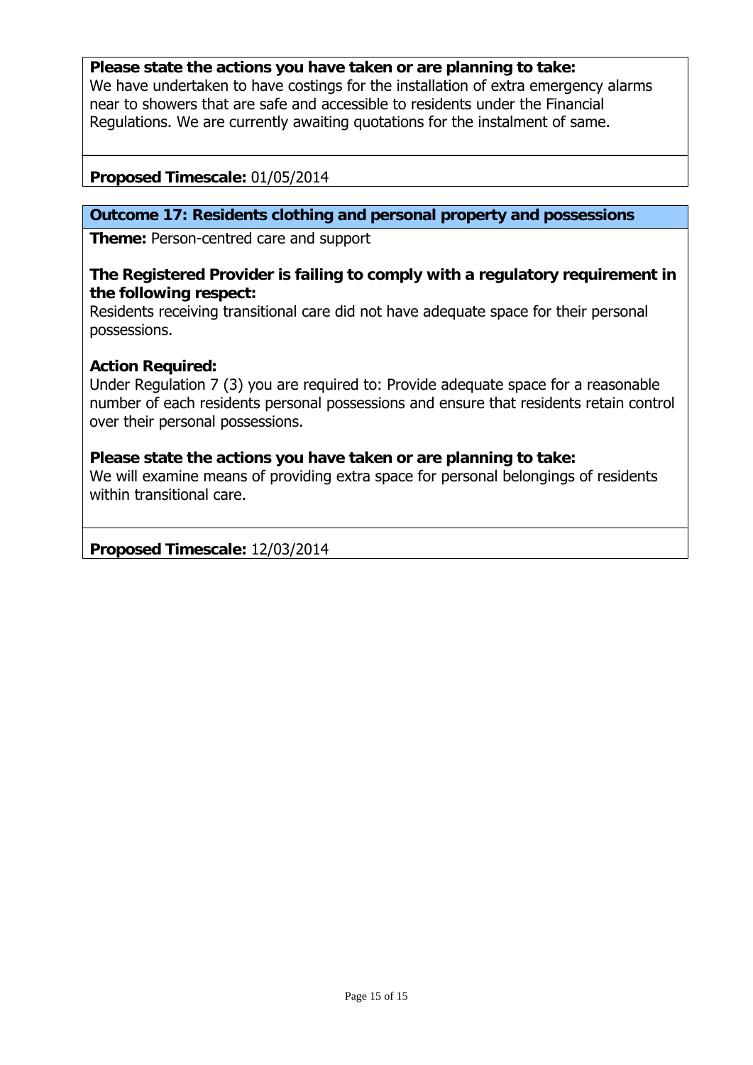**Please state the actions you have taken or are planning to take:**
We have undertaken to have costings for the installation of extra emergency alarms near to showers that are safe and accessible to residents under the Financial Regulations. We are currently awaiting quotations for the instalment of same.

**Proposed Timescale:** 01/05/2014

## Outcome 17: Residents clothing and personal property and possessions

**Theme:** Person-centred care and support

**The Registered Provider is failing to comply with a regulatory requirement in the following respect:**
Residents receiving transitional care did not have adequate space for their personal possessions.

**Action Required:**
Under Regulation 7 (3) you are required to: Provide adequate space for a reasonable number of each residents personal possessions and ensure that residents retain control over their personal possessions.

**Please state the actions you have taken or are planning to take:**
We will examine means of providing extra space for personal belongings of residents within transitional care.

**Proposed Timescale:** 12/03/2014